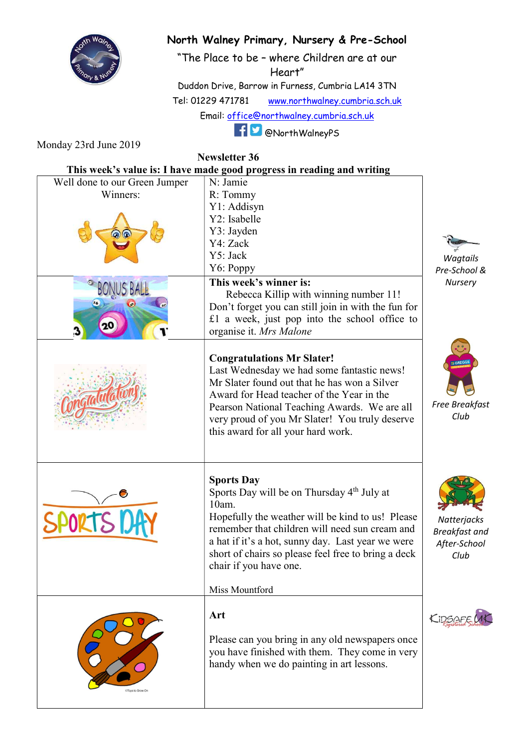# North Walney Primary, Nursery & Pre-School

"The Place to be – where Children are at our Heart"

Duddon Drive, Barrow in Furness, Cumbria LA14 3TN

Tel: 01229 471781 www.northwalney.cumbria.sch.uk

Email: office@northwalney.cumbria.sch.uk

@NorthWalneyPS

Monday 23rd June 2019

## Newsletter 36

**This week's value is: I have made good progress in reading and writing**

| | |
|---|---|
| Well done to our Green Jumper Winners: | N: Jamie<br>R: Tommy<br>Y1: Addisyn<br>Y2: Isabelle<br>Y3: Jayden<br>Y4: Zack<br>Y5: Jack<br>Y6: Poppy |
| BONUS BALL | **This week's winner is:**<br>Rebecca Killip with winning number 11!<br>Don't forget you can still join in with the fun for £1 a week, just pop into the school office to organise it. *Mrs Malone* |
| Congratulations | **Congratulations Mr Slater!**<br>Last Wednesday we had some fantastic news! Mr Slater found out that he has won a Silver Award for Head teacher of the Year in the Pearson National Teaching Awards. We are all very proud of you Mr Slater! You truly deserve this award for all your hard work. |
| SPORTS DAY | **Sports Day**<br>Sports Day will be on Thursday 4th July at 10am.<br>Hopefully the weather will be kind to us! Please remember that children will need sun cream and a hat if it's a hot, sunny day. Last year we were short of chairs so please feel free to bring a deck chair if you have one.<br><br>Miss Mountford |
| | **Art**<br><br>Please can you bring in any old newspapers once you have finished with them. They come in very handy when we do painting in art lessons. |

*Wagtails Pre-School & Nursery*

*Free Breakfast Club*

*Natterjacks Breakfast and After-School Club*

KidSafe UK Registered School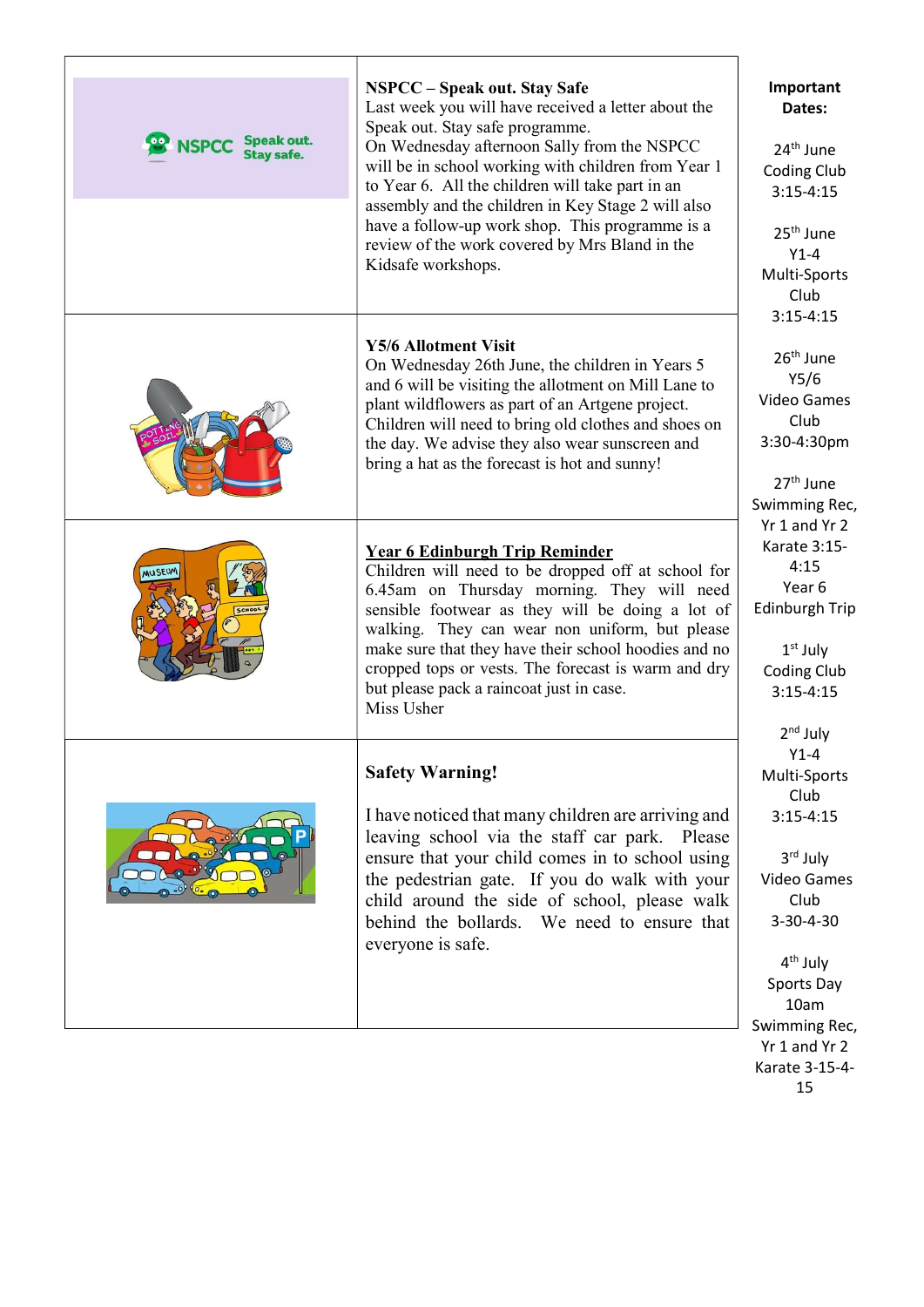### NSPCC – Speak out. Stay Safe

Last week you will have received a letter about the Speak out. Stay safe programme.

On Wednesday afternoon Sally from the NSPCC will be in school working with children from Year 1 to Year 6. All the children will take part in an assembly and the children in Key Stage 2 will also have a follow-up work shop. This programme is a review of the work covered by Mrs Bland in the Kidsafe workshops.

### Y5/6 Allotment Visit

On Wednesday 26th June, the children in Years 5 and 6 will be visiting the allotment on Mill Lane to plant wildflowers as part of an Artgene project. Children will need to bring old clothes and shoes on the day. We advise they also wear sunscreen and bring a hat as the forecast is hot and sunny!

### Year 6 Edinburgh Trip Reminder

Children will need to be dropped off at school for 6.45am on Thursday morning. They will need sensible footwear as they will be doing a lot of walking. They can wear non uniform, but please make sure that they have their school hoodies and no cropped tops or vests. The forecast is warm and dry but please pack a raincoat just in case.

Miss Usher

### Safety Warning!

I have noticed that many children are arriving and leaving school via the staff car park. Please ensure that your child comes in to school using the pedestrian gate. If you do walk with your child around the side of school, please walk behind the bollards. We need to ensure that everyone is safe.

---

**Important Dates:**

24th June
Coding Club
3:15-4:15

25th June
Y1-4
Multi-Sports Club
3:15-4:15

26th June
Y5/6
Video Games Club
3:30-4:30pm

27th June
Swimming Rec, Yr 1 and Yr 2
Karate 3:15-4:15
Year 6 Edinburgh Trip

1st July
Coding Club
3:15-4:15

2nd July
Y1-4
Multi-Sports Club
3:15-4:15

3rd July
Video Games Club
3-30-4-30

4th July
Sports Day
10am
Swimming Rec, Yr 1 and Yr 2
Karate 3-15-4-15